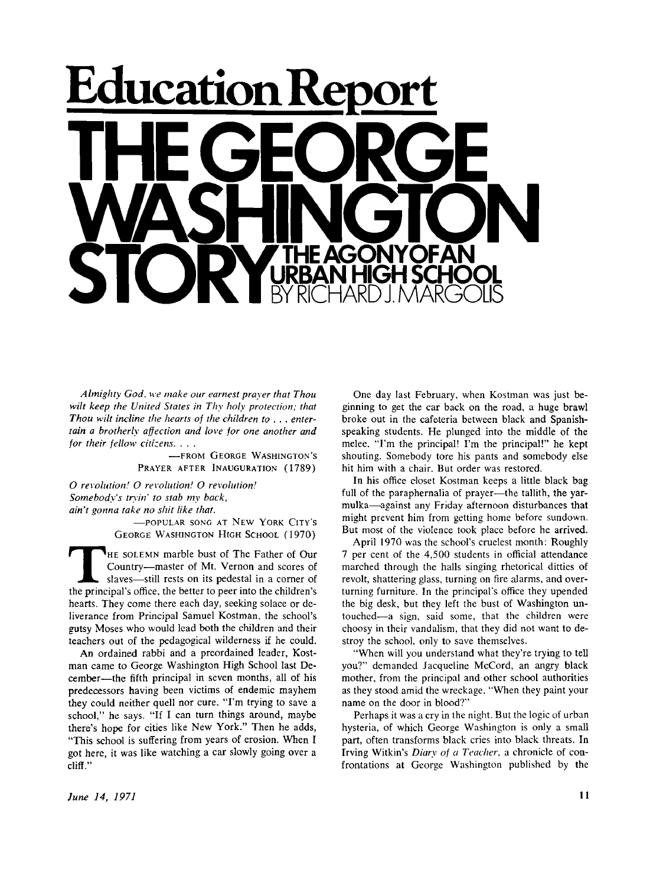# Education Report

# THE GEORGE WASHINGTON STORY

## THE AGONY OF AN URBAN HIGH SCHOOL

### BY RICHARD J. MARGOLIS

*Almighty God, we make our earnest prayer that Thou wilt keep the United States in Thy holy protection; that Thou wilt incline the hearts of the children to . . . entertain a brotherly affection and love for one another and for their fellow citizens. . . .*

—FROM GEORGE WASHINGTON'S PRAYER AFTER INAUGURATION (1789)

*O revolution! O revolution! O revolution!*
*Somebody's tryin' to stab my back,*
*ain't gonna take no shit like that.*

—POPULAR SONG AT NEW YORK CITY'S GEORGE WASHINGTON HIGH SCHOOL (1970)

THE SOLEMN marble bust of The Father of Our Country—master of Mt. Vernon and scores of slaves—still rests on its pedestal in a corner of the principal's office, the better to peer into the children's hearts. They come there each day, seeking solace or deliverance from Principal Samuel Kostman, the school's gutsy Moses who would lead both the children and their teachers out of the pedagogical wilderness if he could.

An ordained rabbi and a preordained leader, Kostman came to George Washington High School last December—the fifth principal in seven months, all of his predecessors having been victims of endemic mayhem they could neither quell nor cure. "I'm trying to save a school," he says. "If I can turn things around, maybe there's hope for cities like New York." Then he adds, "This school is suffering from years of erosion. When I got here, it was like watching a car slowly going over a cliff."

One day last February, when Kostman was just beginning to get the car back on the road, a huge brawl broke out in the cafeteria between black and Spanish-speaking students. He plunged into the middle of the melee. "I'm the principal! I'm the principal!" he kept shouting. Somebody tore his pants and somebody else hit him with a chair. But order was restored.

In his office closet Kostman keeps a little black bag full of the paraphernalia of prayer—the tallith, the yarmulka—against any Friday afternoon disturbances that might prevent him from getting home before sundown. But most of the violence took place before he arrived.

April 1970 was the school's cruelest month: Roughly 7 per cent of the 4,500 students in official attendance marched through the halls singing rhetorical ditties of revolt, shattering glass, turning on fire alarms, and overturning furniture. In the principal's office they upended the big desk, but they left the bust of Washington untouched—a sign, said some, that the children were choosy in their vandalism, that they did not want to destroy the school, only to save themselves.

"When will you understand what they're trying to tell you?" demanded Jacqueline McCord, an angry black mother, from the principal and other school authorities as they stood amid the wreckage. "When they paint your name on the door in blood?"

Perhaps it was a cry in the night. But the logic of urban hysteria, of which George Washington is only a small part, often transforms black cries into black threats. In Irving Witkin's *Diary of a Teacher*, a chronicle of confrontations at George Washington published by the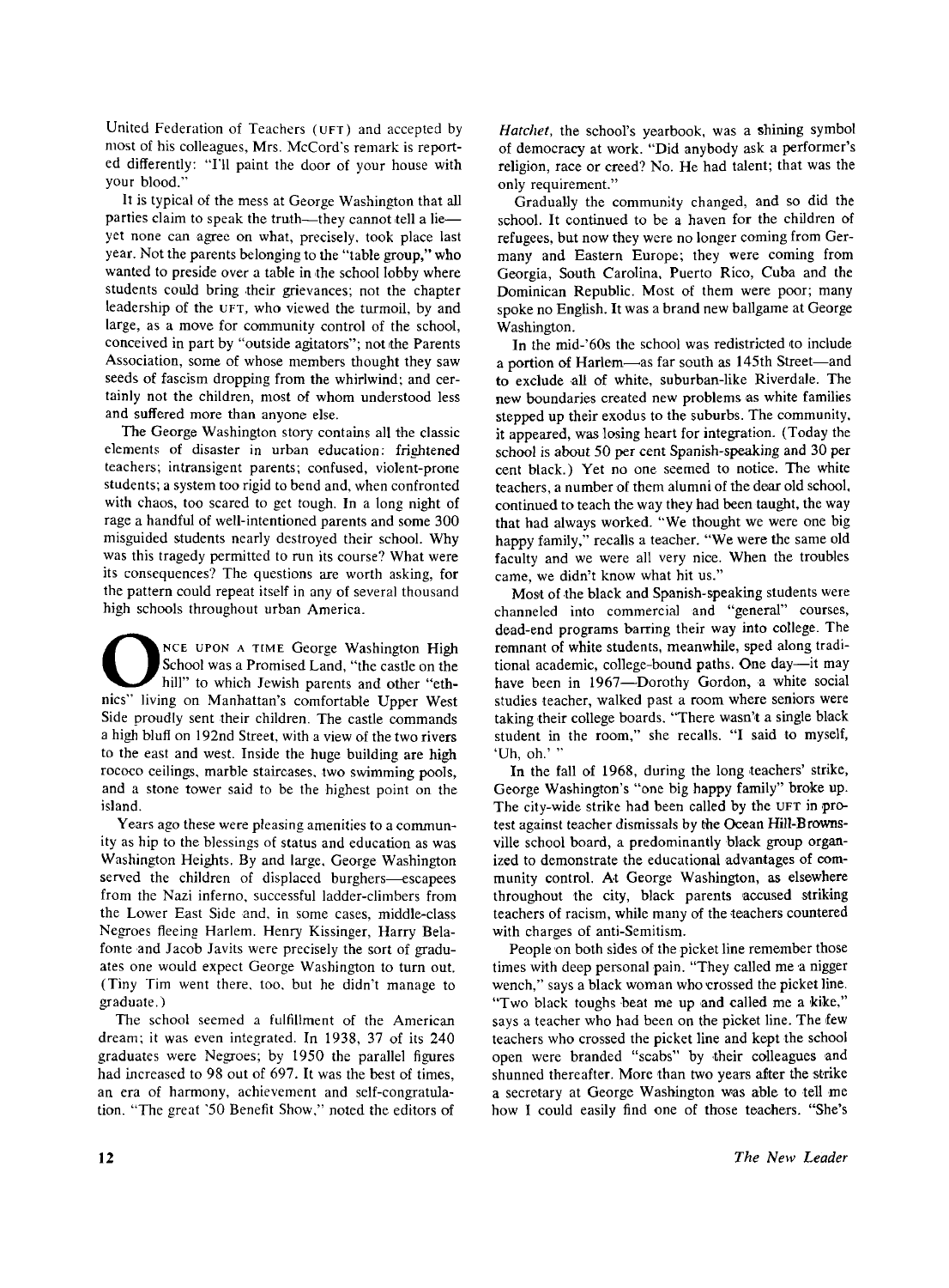United Federation of Teachers (UFT) and accepted by most of his colleagues, Mrs. McCord's remark is reported differently: "I'll paint the door of your house with your blood."

It is typical of the mess at George Washington that all parties claim to speak the truth—they cannot tell a lie—yet none can agree on what, precisely, took place last year. Not the parents belonging to the "table group," who wanted to preside over a table in the school lobby where students could bring their grievances; not the chapter leadership of the UFT, who viewed the turmoil, by and large, as a move for community control of the school, conceived in part by "outside agitators"; not the Parents Association, some of whose members thought they saw seeds of fascism dropping from the whirlwind; and certainly not the children, most of whom understood less and suffered more than anyone else.

The George Washington story contains all the classic elements of disaster in urban education: frightened teachers; intransigent parents; confused, violent-prone students; a system too rigid to bend and, when confronted with chaos, too scared to get tough. In a long night of rage a handful of well-intentioned parents and some 300 misguided students nearly destroyed their school. Why was this tragedy permitted to run its course? What were its consequences? The questions are worth asking, for the pattern could repeat itself in any of several thousand high schools throughout urban America.

Once upon a time George Washington High School was a Promised Land, "the castle on the hill" to which Jewish parents and other "ethnics" living on Manhattan's comfortable Upper West Side proudly sent their children. The castle commands a high bluff on 192nd Street, with a view of the two rivers to the east and west. Inside the huge building are high rococo ceilings, marble staircases, two swimming pools, and a stone tower said to be the highest point on the island.

Years ago these were pleasing amenities to a community as hip to the blessings of status and education as was Washington Heights. By and large, George Washington served the children of displaced burghers—escapees from the Nazi inferno, successful ladder-climbers from the Lower East Side and, in some cases, middle-class Negroes fleeing Harlem. Henry Kissinger, Harry Belafonte and Jacob Javits were precisely the sort of graduates one would expect George Washington to turn out. (Tiny Tim went there, too, but he didn't manage to graduate.)

The school seemed a fulfillment of the American dream; it was even integrated. In 1938, 37 of its 240 graduates were Negroes; by 1950 the parallel figures had increased to 98 out of 697. It was the best of times, an era of harmony, achievement and self-congratulation. "The great '50 Benefit Show," noted the editors of *Hatchet*, the school's yearbook, was a shining symbol of democracy at work. "Did anybody ask a performer's religion, race or creed? No. He had talent; that was the only requirement."

Gradually the community changed, and so did the school. It continued to be a haven for the children of refugees, but now they were no longer coming from Germany and Eastern Europe; they were coming from Georgia, South Carolina, Puerto Rico, Cuba and the Dominican Republic. Most of them were poor; many spoke no English. It was a brand new ballgame at George Washington.

In the mid-'60s the school was redistricted to include a portion of Harlem—as far south as 145th Street—and to exclude all of white, suburban-like Riverdale. The new boundaries created new problems as white families stepped up their exodus to the suburbs. The community, it appeared, was losing heart for integration. (Today the school is about 50 per cent Spanish-speaking and 30 per cent black.) Yet no one seemed to notice. The white teachers, a number of them alumni of the dear old school, continued to teach the way they had been taught, the way that had always worked. "We thought we were one big happy family," recalls a teacher. "We were the same old faculty and we were all very nice. When the troubles came, we didn't know what hit us."

Most of the black and Spanish-speaking students were channeled into commercial and "general" courses, dead-end programs barring their way into college. The remnant of white students, meanwhile, sped along traditional academic, college-bound paths. One day—it may have been in 1967—Dorothy Gordon, a white social studies teacher, walked past a room where seniors were taking their college boards. "There wasn't a single black student in the room," she recalls. "I said to myself, 'Uh, oh.' "

In the fall of 1968, during the long teachers' strike, George Washington's "one big happy family" broke up. The city-wide strike had been called by the UFT in protest against teacher dismissals by the Ocean Hill-Brownsville school board, a predominantly black group organized to demonstrate the educational advantages of community control. At George Washington, as elsewhere throughout the city, black parents accused striking teachers of racism, while many of the teachers countered with charges of anti-Semitism.

People on both sides of the picket line remember those times with deep personal pain. "They called me a nigger wench," says a black woman who crossed the picket line. "Two black toughs beat me up and called me a kike," says a teacher who had been on the picket line. The few teachers who crossed the picket line and kept the school open were branded "scabs" by their colleagues and shunned thereafter. More than two years after the strike a secretary at George Washington was able to tell me how I could easily find one of those teachers. "She's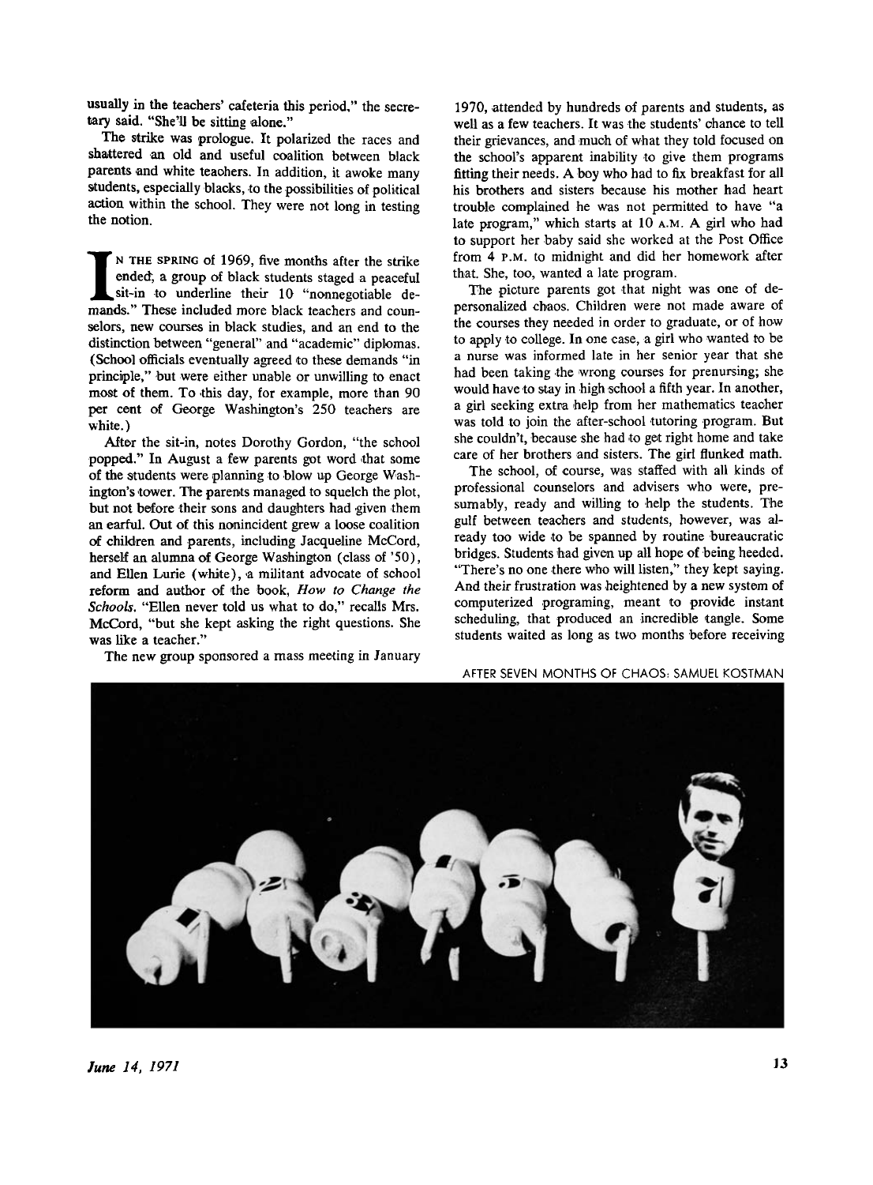usually in the teachers' cafeteria this period," the secretary said. "She'll be sitting alone."

The strike was prologue. It polarized the races and shattered an old and useful coalition between black parents and white teachers. In addition, it awoke many students, especially blacks, to the possibilities of political action within the school. They were not long in testing the notion.

IN THE SPRING of 1969, five months after the strike ended, a group of black students staged a peaceful sit-in to underline their 10 "nonnegotiable demands." These included more black teachers and counselors, new courses in black studies, and an end to the distinction between "general" and "academic" diplomas. (School officials eventually agreed to these demands "in principle," but were either unable or unwilling to enact most of them. To this day, for example, more than 90 per cent of George Washington's 250 teachers are white.)

After the sit-in, notes Dorothy Gordon, "the school popped." In August a few parents got word that some of the students were planning to blow up George Washington's tower. The parents managed to squelch the plot, but not before their sons and daughters had given them an earful. Out of this nonincident grew a loose coalition of children and parents, including Jacqueline McCord, herself an alumna of George Washington (class of '50), and Ellen Lurie (white), a militant advocate of school reform and author of the book, *How to Change the Schools*. "Ellen never told us what to do," recalls Mrs. McCord, "but she kept asking the right questions. She was like a teacher."

The new group sponsored a mass meeting in January 1970, attended by hundreds of parents and students, as well as a few teachers. It was the students' chance to tell their grievances, and much of what they told focused on the school's apparent inability to give them programs fitting their needs. A boy who had to fix breakfast for all his brothers and sisters because his mother had heart trouble complained he was not permitted to have "a late program," which starts at 10 A.M. A girl who had to support her baby said she worked at the Post Office from 4 P.M. to midnight and did her homework after that. She, too, wanted a late program.

The picture parents got that night was one of depersonalized chaos. Children were not made aware of the courses they needed in order to graduate, or of how to apply to college. In one case, a girl who wanted to be a nurse was informed late in her senior year that she had been taking the wrong courses for prenursing; she would have to stay in high school a fifth year. In another, a girl seeking extra help from her mathematics teacher was told to join the after-school tutoring program. But she couldn't, because she had to get right home and take care of her brothers and sisters. The girl flunked math.

The school, of course, was staffed with all kinds of professional counselors and advisers who were, presumably, ready and willing to help the students. The gulf between teachers and students, however, was already too wide to be spanned by routine bureaucratic bridges. Students had given up all hope of being heeded. "There's no one there who will listen," they kept saying. And their frustration was heightened by a new system of computerized programing, meant to provide instant scheduling, that produced an incredible tangle. Some students waited as long as two months before receiving

AFTER SEVEN MONTHS OF CHAOS: SAMUEL KOSTMAN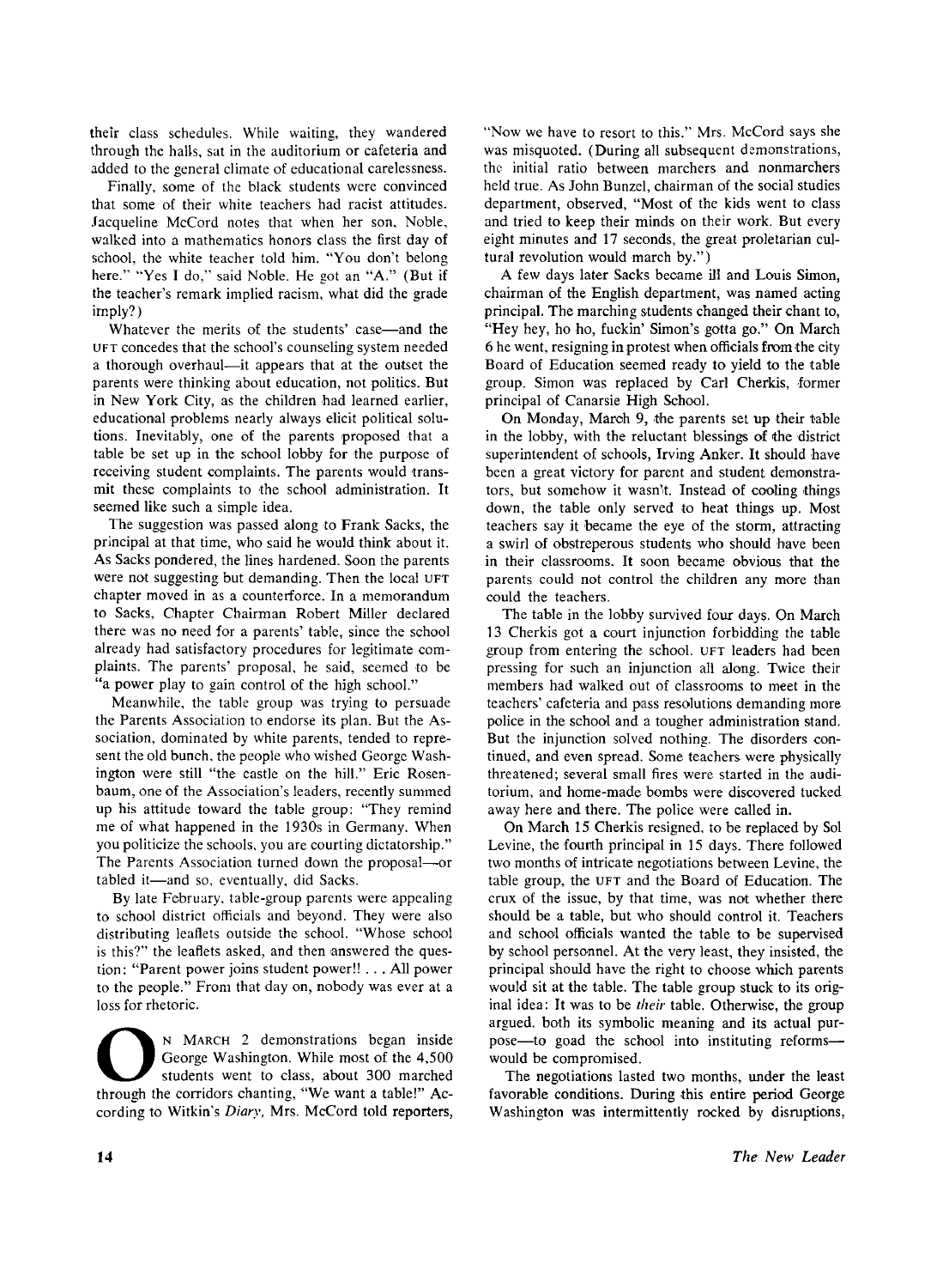their class schedules. While waiting, they wandered through the halls, sat in the auditorium or cafeteria and added to the general climate of educational carelessness.

Finally, some of the black students were convinced that some of their white teachers had racist attitudes. Jacqueline McCord notes that when her son, Noble, walked into a mathematics honors class the first day of school, the white teacher told him, "You don't belong here." "Yes I do," said Noble. He got an "A." (But if the teacher's remark implied racism, what did the grade imply?)

Whatever the merits of the students' case—and the UFT concedes that the school's counseling system needed a thorough overhaul—it appears that at the outset the parents were thinking about education, not politics. But in New York City, as the children had learned earlier, educational problems nearly always elicit political solutions. Inevitably, one of the parents proposed that a table be set up in the school lobby for the purpose of receiving student complaints. The parents would transmit these complaints to the school administration. It seemed like such a simple idea.

The suggestion was passed along to Frank Sacks, the principal at that time, who said he would think about it. As Sacks pondered, the lines hardened. Soon the parents were not suggesting but demanding. Then the local UFT chapter moved in as a counterforce. In a memorandum to Sacks, Chapter Chairman Robert Miller declared there was no need for a parents' table, since the school already had satisfactory procedures for legitimate complaints. The parents' proposal, he said, seemed to be "a power play to gain control of the high school."

Meanwhile, the table group was trying to persuade the Parents Association to endorse its plan. But the Association, dominated by white parents, tended to represent the old bunch, the people who wished George Washington were still "the castle on the hill." Eric Rosenbaum, one of the Association's leaders, recently summed up his attitude toward the table group: "They remind me of what happened in the 1930s in Germany. When you politicize the schools, you are courting dictatorship." The Parents Association turned down the proposal—or tabled it—and so, eventually, did Sacks.

By late February, table-group parents were appealing to school district officials and beyond. They were also distributing leaflets outside the school. "Whose school is this?" the leaflets asked, and then answered the question: "Parent power joins student power!! . . . All power to the people." From that day on, nobody was ever at a loss for rhetoric.

On March 2 demonstrations began inside George Washington. While most of the 4,500 students went to class, about 300 marched through the corridors chanting, "We want a table!" According to Witkin's *Diary*, Mrs. McCord told reporters, "Now we have to resort to this." Mrs. McCord says she was misquoted. (During all subsequent demonstrations, the initial ratio between marchers and nonmarchers held true. As John Bunzel, chairman of the social studies department, observed, "Most of the kids went to class and tried to keep their minds on their work. But every eight minutes and 17 seconds, the great proletarian cultural revolution would march by.")

A few days later Sacks became ill and Louis Simon, chairman of the English department, was named acting principal. The marching students changed their chant to, "Hey hey, ho ho, fuckin' Simon's gotta go." On March 6 he went, resigning in protest when officials from the city Board of Education seemed ready to yield to the table group. Simon was replaced by Carl Cherkis, former principal of Canarsie High School.

On Monday, March 9, the parents set up their table in the lobby, with the reluctant blessings of the district superintendent of schools, Irving Anker. It should have been a great victory for parent and student demonstrators, but somehow it wasn't. Instead of cooling things down, the table only served to heat things up. Most teachers say it became the eye of the storm, attracting a swirl of obstreperous students who should have been in their classrooms. It soon became obvious that the parents could not control the children any more than could the teachers.

The table in the lobby survived four days. On March 13 Cherkis got a court injunction forbidding the table group from entering the school. UFT leaders had been pressing for such an injunction all along. Twice their members had walked out of classrooms to meet in the teachers' cafeteria and pass resolutions demanding more police in the school and a tougher administration stand. But the injunction solved nothing. The disorders continued, and even spread. Some teachers were physically threatened; several small fires were started in the auditorium, and home-made bombs were discovered tucked away here and there. The police were called in.

On March 15 Cherkis resigned, to be replaced by Sol Levine, the fourth principal in 15 days. There followed two months of intricate negotiations between Levine, the table group, the UFT and the Board of Education. The crux of the issue, by that time, was not whether there should be a table, but who should control it. Teachers and school officials wanted the table to be supervised by school personnel. At the very least, they insisted, the principal should have the right to choose which parents would sit at the table. The table group stuck to its original idea: It was to be *their* table. Otherwise, the group argued, both its symbolic meaning and its actual purpose—to goad the school into instituting reforms—would be compromised.

The negotiations lasted two months, under the least favorable conditions. During this entire period George Washington was intermittently rocked by disruptions,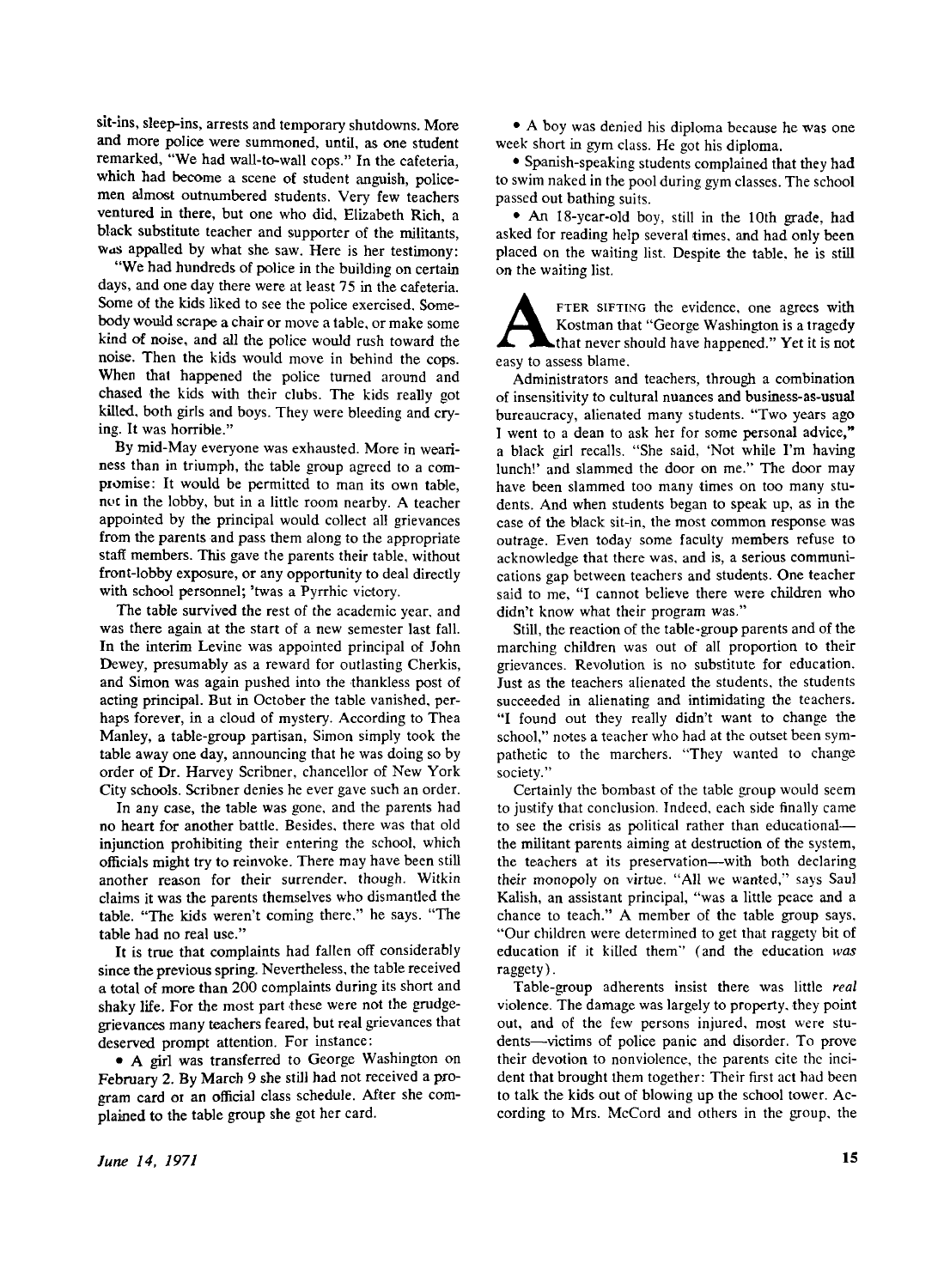sit-ins, sleep-ins, arrests and temporary shutdowns. More and more police were summoned, until, as one student remarked, "We had wall-to-wall cops." In the cafeteria, which had become a scene of student anguish, policemen almost outnumbered students. Very few teachers ventured in there, but one who did, Elizabeth Rich, a black substitute teacher and supporter of the militants, was appalled by what she saw. Here is her testimony:

"We had hundreds of police in the building on certain days, and one day there were at least 75 in the cafeteria. Some of the kids liked to see the police exercised. Somebody would scrape a chair or move a table, or make some kind of noise, and all the police would rush toward the noise. Then the kids would move in behind the cops. When that happened the police turned around and chased the kids with their clubs. The kids really got killed, both girls and boys. They were bleeding and crying. It was horrible."

By mid-May everyone was exhausted. More in weariness than in triumph, the table group agreed to a compromise: It would be permitted to man its own table, not in the lobby, but in a little room nearby. A teacher appointed by the principal would collect all grievances from the parents and pass them along to the appropriate staff members. This gave the parents their table, without front-lobby exposure, or any opportunity to deal directly with school personnel; 'twas a Pyrrhic victory.

The table survived the rest of the academic year, and was there again at the start of a new semester last fall. In the interim Levine was appointed principal of John Dewey, presumably as a reward for outlasting Cherkis, and Simon was again pushed into the thankless post of acting principal. But in October the table vanished, perhaps forever, in a cloud of mystery. According to Thea Manley, a table-group partisan, Simon simply took the table away one day, announcing that he was doing so by order of Dr. Harvey Scribner, chancellor of New York City schools. Scribner denies he ever gave such an order.

In any case, the table was gone, and the parents had no heart for another battle. Besides, there was that old injunction prohibiting their entering the school, which officials might try to reinvoke. There may have been still another reason for their surrender, though. Witkin claims it was the parents themselves who dismantled the table. "The kids weren't coming there," he says. "The table had no real use."

It is true that complaints had fallen off considerably since the previous spring. Nevertheless, the table received a total of more than 200 complaints during its short and shaky life. For the most part these were not the grudge-grievances many teachers feared, but real grievances that deserved prompt attention. For instance:

- A girl was transferred to George Washington on February 2. By March 9 she still had not received a program card or an official class schedule. After she complained to the table group she got her card.
- A boy was denied his diploma because he was one week short in gym class. He got his diploma.
- Spanish-speaking students complained that they had to swim naked in the pool during gym classes. The school passed out bathing suits.
- An 18-year-old boy, still in the 10th grade, had asked for reading help several times, and had only been placed on the waiting list. Despite the table, he is still on the waiting list.

After sifting the evidence, one agrees with Kostman that "George Washington is a tragedy that never should have happened." Yet it is not easy to assess blame.

Administrators and teachers, through a combination of insensitivity to cultural nuances and business-as-usual bureaucracy, alienated many students. "Two years ago I went to a dean to ask her for some personal advice," a black girl recalls. "She said, 'Not while I'm having lunch!' and slammed the door on me." The door may have been slammed too many times on too many students. And when students began to speak up, as in the case of the black sit-in, the most common response was outrage. Even today some faculty members refuse to acknowledge that there was, and is, a serious communications gap between teachers and students. One teacher said to me, "I cannot believe there were children who didn't know what their program was."

Still, the reaction of the table-group parents and of the marching children was out of all proportion to their grievances. Revolution is no substitute for education. Just as the teachers alienated the students, the students succeeded in alienating and intimidating the teachers. "I found out they really didn't want to change the school," notes a teacher who had at the outset been sympathetic to the marchers. "They wanted to change society."

Certainly the bombast of the table group would seem to justify that conclusion. Indeed, each side finally came to see the crisis as political rather than educational—the militant parents aiming at destruction of the system, the teachers at its preservation—with both declaring their monopoly on virtue. "All we wanted," says Saul Kalish, an assistant principal, "was a little peace and a chance to teach." A member of the table group says, "Our children were determined to get that raggety bit of education if it killed them" (and the education *was* raggety).

Table-group adherents insist there was little *real* violence. The damage was largely to property, they point out, and of the few persons injured, most were students—victims of police panic and disorder. To prove their devotion to nonviolence, the parents cite the incident that brought them together: Their first act had been to talk the kids out of blowing up the school tower. According to Mrs. McCord and others in the group, the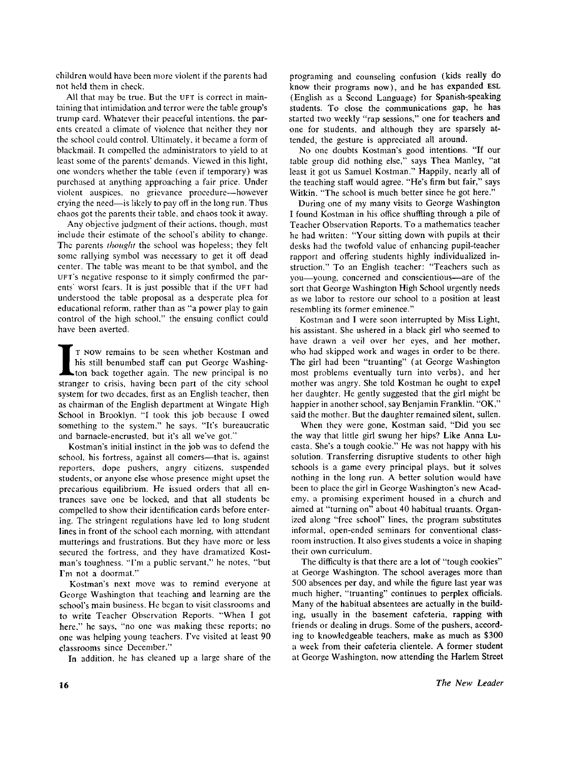children would have been more violent if the parents had not held them in check.

All that may be true. But the UFT is correct in maintaining that intimidation and terror were the table group's trump card. Whatever their peaceful intentions, the parents created a climate of violence that neither they nor the school could control. Ultimately, it became a form of blackmail. It compelled the administrators to yield to at least some of the parents' demands. Viewed in this light, one wonders whether the table (even if temporary) was purchased at anything approaching a fair price. Under violent auspices, no grievance procedure—however crying the need—is likely to pay off in the long run. Thus chaos got the parents their table, and chaos took it away.

Any objective judgment of their actions, though, must include their estimate of the school's ability to change. The parents *thought* the school was hopeless; they felt some rallying symbol was necessary to get it off dead center. The table was meant to be that symbol, and the UFT's negative response to it simply confirmed the parents' worst fears. It is just possible that if the UFT had understood the table proposal as a desperate plea for educational reform, rather than as "a power play to gain control of the high school," the ensuing conflict could have been averted.

It now remains to be seen whether Kostman and his still benumbed staff can put George Washington back together again. The new principal is no stranger to crisis, having been part of the city school system for two decades, first as an English teacher, then as chairman of the English department at Wingate High School in Brooklyn. "I took this job because I owed something to the system," he says. "It's bureaucratic and barnacle-encrusted, but it's all we've got."

Kostman's initial instinct in the job was to defend the school, his fortress, against all comers—that is, against reporters, dope pushers, angry citizens, suspended students, or anyone else whose presence might upset the precarious equilibrium. He issued orders that all entrances save one be locked, and that all students be compelled to show their identification cards before entering. The stringent regulations have led to long student lines in front of the school each morning, with attendant mutterings and frustrations. But they have more or less secured the fortress, and they have dramatized Kostman's toughness. "I'm a public servant," he notes, "but I'm not a doormat."

Kostman's next move was to remind everyone at George Washington that teaching and learning are the school's main business. He began to visit classrooms and to write Teacher Observation Reports. "When I got here," he says, "no one was making these reports; no one was helping young teachers. I've visited at least 90 classrooms since December."

In addition, he has cleaned up a large share of the programing and counseling confusion (kids really do know their programs now), and he has expanded ESL (English as a Second Language) for Spanish-speaking students. To close the communications gap, he has started two weekly "rap sessions," one for teachers and one for students, and although they are sparsely attended, the gesture is appreciated all around.

No one doubts Kostman's good intentions. "If our table group did nothing else," says Thea Manley, "at least it got us Samuel Kostman." Happily, nearly all of the teaching staff would agree. "He's firm but fair," says Witkin. "The school is much better since he got here."

During one of my many visits to George Washington I found Kostman in his office shuffling through a pile of Teacher Observation Reports. To a mathematics teacher he had written: "Your sitting down with pupils at their desks had the twofold value of enhancing pupil-teacher rapport and offering students highly individualized instruction." To an English teacher: "Teachers such as you—young, concerned and conscientious—are of the sort that George Washington High School urgently needs as we labor to restore our school to a position at least resembling its former eminence."

Kostman and I were soon interrupted by Miss Light, his assistant. She ushered in a black girl who seemed to have drawn a veil over her eyes, and her mother, who had skipped work and wages in order to be there. The girl had been "truanting" (at George Washington most problems eventually turn into verbs), and her mother was angry. She told Kostman he ought to expel her daughter. He gently suggested that the girl might be happier in another school, say Benjamin Franklin. "OK," said the mother. But the daughter remained silent, sullen.

When they were gone, Kostman said, "Did you see the way that little girl swung her hips? Like Anna Lucasta. She's a tough cookie." He was not happy with his solution. Transferring disruptive students to other high schools is a game every principal plays, but it solves nothing in the long run. A better solution would have been to place the girl in George Washington's new Academy, a promising experiment housed in a church and aimed at "turning on" about 40 habitual truants. Organized along "free school" lines, the program substitutes informal, open-ended seminars for conventional classroom instruction. It also gives students a voice in shaping their own curriculum.

The difficulty is that there are a lot of "tough cookies" at George Washington. The school averages more than 500 absences per day, and while the figure last year was much higher, "truanting" continues to perplex officials. Many of the habitual absentees are actually in the building, usually in the basement cafeteria, rapping with friends or dealing in drugs. Some of the pushers, according to knowledgeable teachers, make as much as $300 a week from their cafeteria clientele. A former student at George Washington, now attending the Harlem Street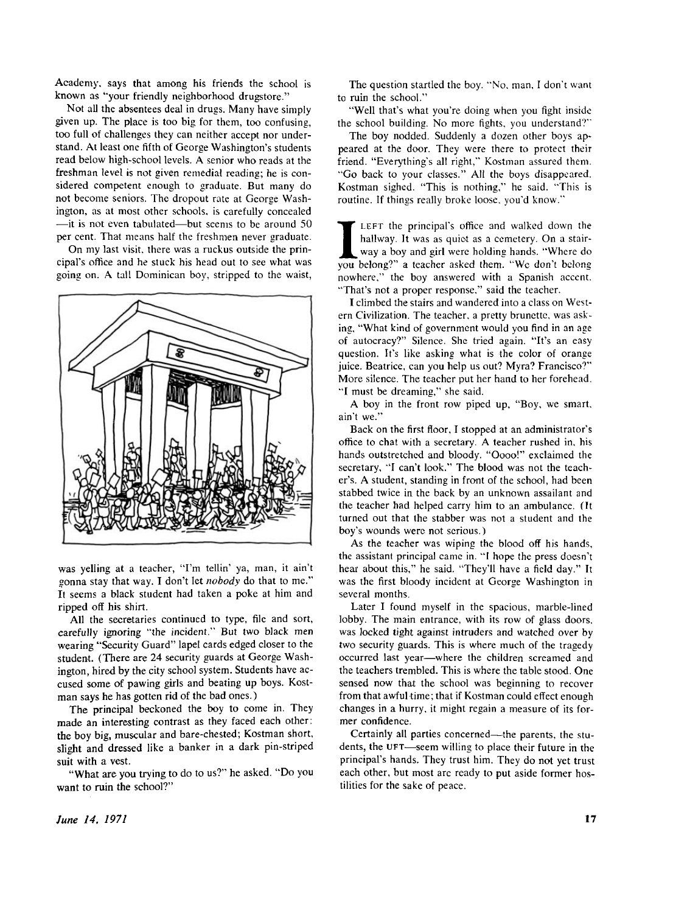Academy, says that among his friends the school is known as "your friendly neighborhood drugstore."

Not all the absentees deal in drugs. Many have simply given up. The place is too big for them, too confusing, too full of challenges they can neither accept nor understand. At least one fifth of George Washington's students read below high-school levels. A senior who reads at the freshman level is not given remedial reading; he is considered competent enough to graduate. But many do not become seniors. The dropout rate at George Washington, as at most other schools, is carefully concealed —it is not even tabulated—but seems to be around 50 per cent. That means half the freshmen never graduate.

On my last visit, there was a ruckus outside the principal's office and he stuck his head out to see what was going on. A tall Dominican boy, stripped to the waist, was yelling at a teacher, "I'm tellin' ya, man, it ain't gonna stay that way. I don't let *nobody* do that to me." It seems a black student had taken a poke at him and ripped off his shirt.

All the secretaries continued to type, file and sort, carefully ignoring "the incident." But two black men wearing "Security Guard" lapel cards edged closer to the student. (There are 24 security guards at George Washington, hired by the city school system. Students have accused some of pawing girls and beating up boys. Kostman says he has gotten rid of the bad ones.)

The principal beckoned the boy to come in. They made an interesting contrast as they faced each other: the boy big, muscular and bare-chested; Kostman short, slight and dressed like a banker in a dark pin-striped suit with a vest.

"What are you trying to do to us?" he asked. "Do you want to ruin the school?"

The question startled the boy. "No, man, I don't want to ruin the school."

"Well that's what you're doing when you fight inside the school building. No more fights, you understand?"

The boy nodded. Suddenly a dozen other boys appeared at the door. They were there to protect their friend. "Everything's all right," Kostman assured them. "Go back to your classes." All the boys disappeared. Kostman sighed. "This is nothing," he said. "This is routine. If things really broke loose, you'd know."

I LEFT the principal's office and walked down the hallway. It was as quiet as a cemetery. On a stairway a boy and girl were holding hands. "Where do you belong?" a teacher asked them. "We don't belong nowhere," the boy answered with a Spanish accent. "That's not a proper response," said the teacher.

I climbed the stairs and wandered into a class on Western Civilization. The teacher, a pretty brunette, was asking, "What kind of government would you find in an age of autocracy?" Silence. She tried again. "It's an easy question. It's like asking what is the color of orange juice. Beatrice, can you help us out? Myra? Francisco?" More silence. The teacher put her hand to her forehead. "I must be dreaming," she said.

A boy in the front row piped up, "Boy, we smart, ain't we."

Back on the first floor, I stopped at an administrator's office to chat with a secretary. A teacher rushed in, his hands outstretched and bloody. "Oooo!" exclaimed the secretary, "I can't look." The blood was not the teacher's. A student, standing in front of the school, had been stabbed twice in the back by an unknown assailant and the teacher had helped carry him to an ambulance. (It turned out that the stabber was not a student and the boy's wounds were not serious.)

As the teacher was wiping the blood off his hands, the assistant principal came in. "I hope the press doesn't hear about this," he said. "They'll have a field day." It was the first bloody incident at George Washington in several months.

Later I found myself in the spacious, marble-lined lobby. The main entrance, with its row of glass doors, was locked tight against intruders and watched over by two security guards. This is where much of the tragedy occurred last year—where the children screamed and the teachers trembled. This is where the table stood. One sensed now that the school was beginning to recover from that awful time; that if Kostman could effect enough changes in a hurry, it might regain a measure of its former confidence.

Certainly all parties concerned—the parents, the students, the UFT—seem willing to place their future in the principal's hands. They trust him. They do not yet trust each other, but most are ready to put aside former hostilities for the sake of peace.